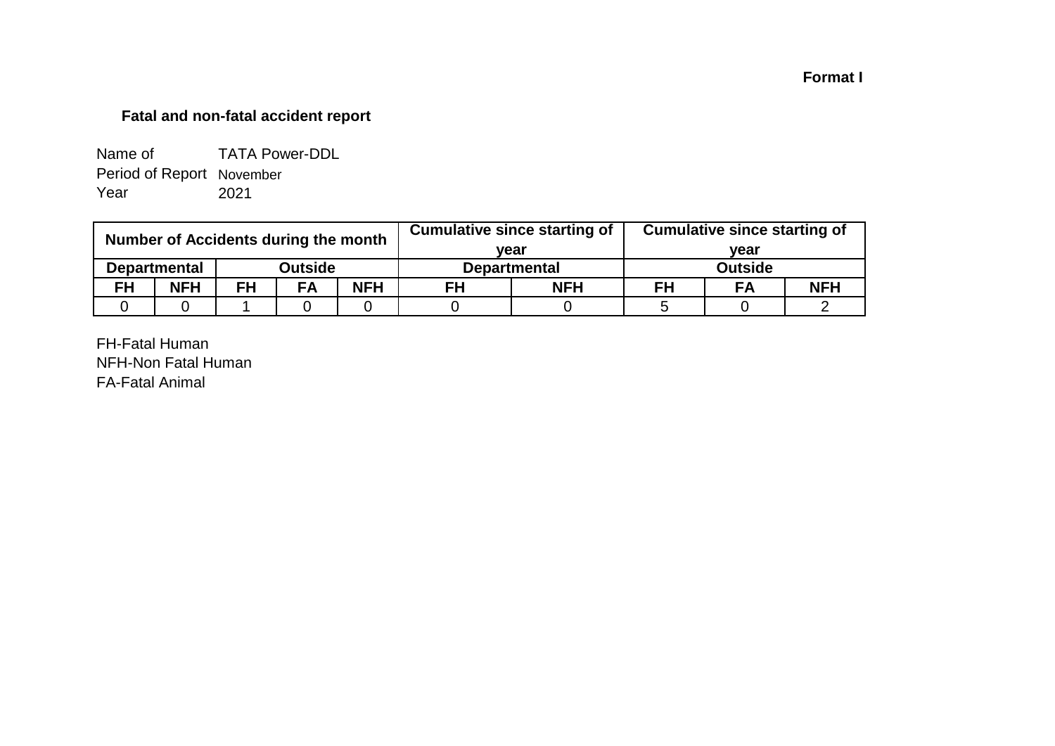**Format I**

## Fatal and non-fatal accident report

Name of TATA Power-DDL
Period of Report November
Year 2021

| Number of Accidents during the month | | | | | Cumulative since starting of year | | Cumulative since starting of year | | |
|---|---|---|---|---|---|---|---|---|---|
| Departmental | | Outside | | | Departmental | | Outside | | |
| FH | NFH | FH | FA | NFH | FH | NFH | FH | FA | NFH |
| 0 | 0 | 1 | 0 | 0 | 0 | 0 | 5 | 0 | 2 |

FH-Fatal Human
NFH-Non Fatal Human
FA-Fatal Animal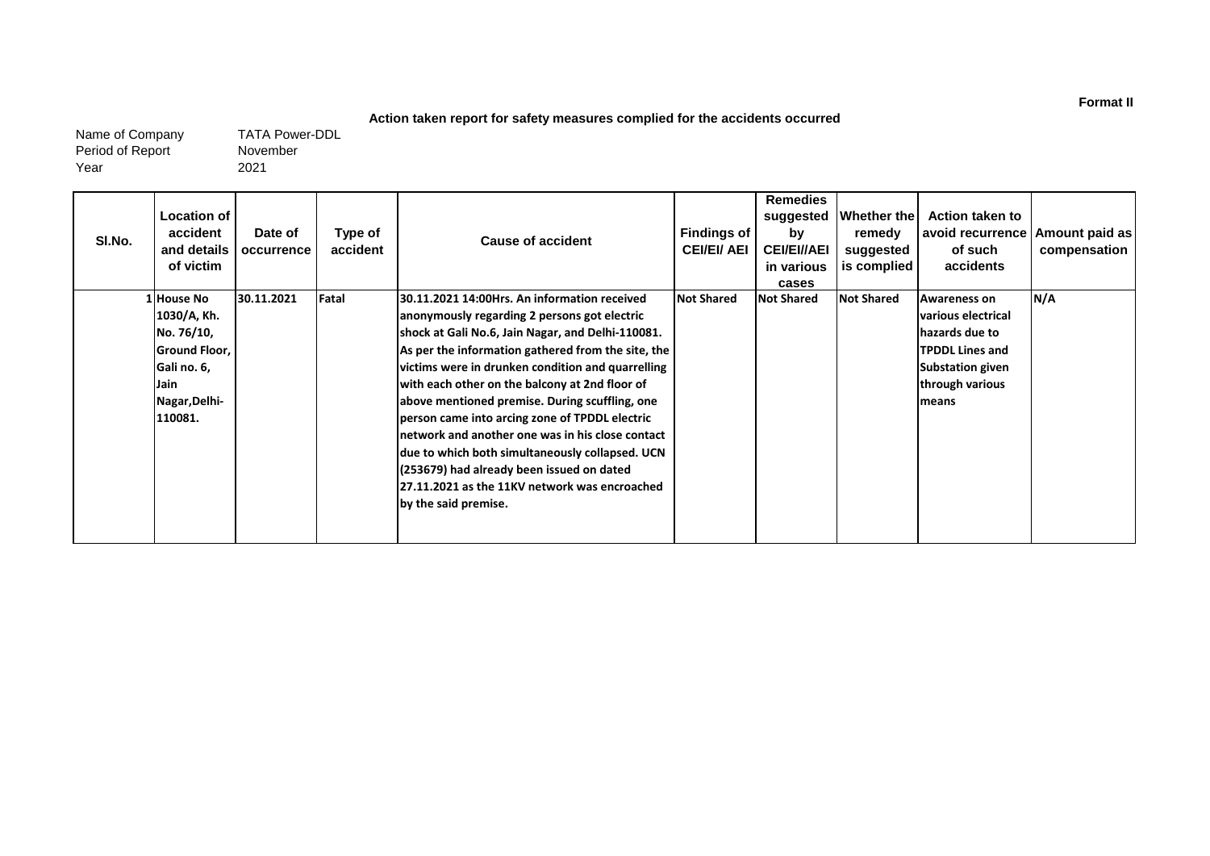**Format II**

**Action taken report for safety measures complied for the accidents occurred**

Name of Company TATA Power-DDL
Period of Report November
Year 2021

| Sl.No. | Location of accident and details of victim | Date of occurrence | Type of accident | Cause of accident | Findings of CEI/EI/ AEI | Remedies suggested by CEI/EI//AEI in various cases | Whether the remedy suggested is complied | Action taken to avoid recurrence of such accidents | Amount paid as compensation |
|---|---|---|---|---|---|---|---|---|---|
| 1 | **House No 1030/A, Kh. No. 76/10, Ground Floor, Gali no. 6, Jain Nagar,Delhi-110081.** | **30.11.2021** | **Fatal** | **30.11.2021 14:00Hrs. An information received anonymously regarding 2 persons got electric shock at Gali No.6, Jain Nagar, and Delhi-110081. As per the information gathered from the site, the victims were in drunken condition and quarrelling with each other on the balcony at 2nd floor of above mentioned premise. During scuffling, one person came into arcing zone of TPDDL electric network and another one was in his close contact due to which both simultaneously collapsed. UCN (253679) had already been issued on dated 27.11.2021 as the 11KV network was encroached by the said premise.** | **Not Shared** | **Not Shared** | **Not Shared** | **Awareness on various electrical hazards due to TPDDL Lines and Substation given through various means** | **N/A** |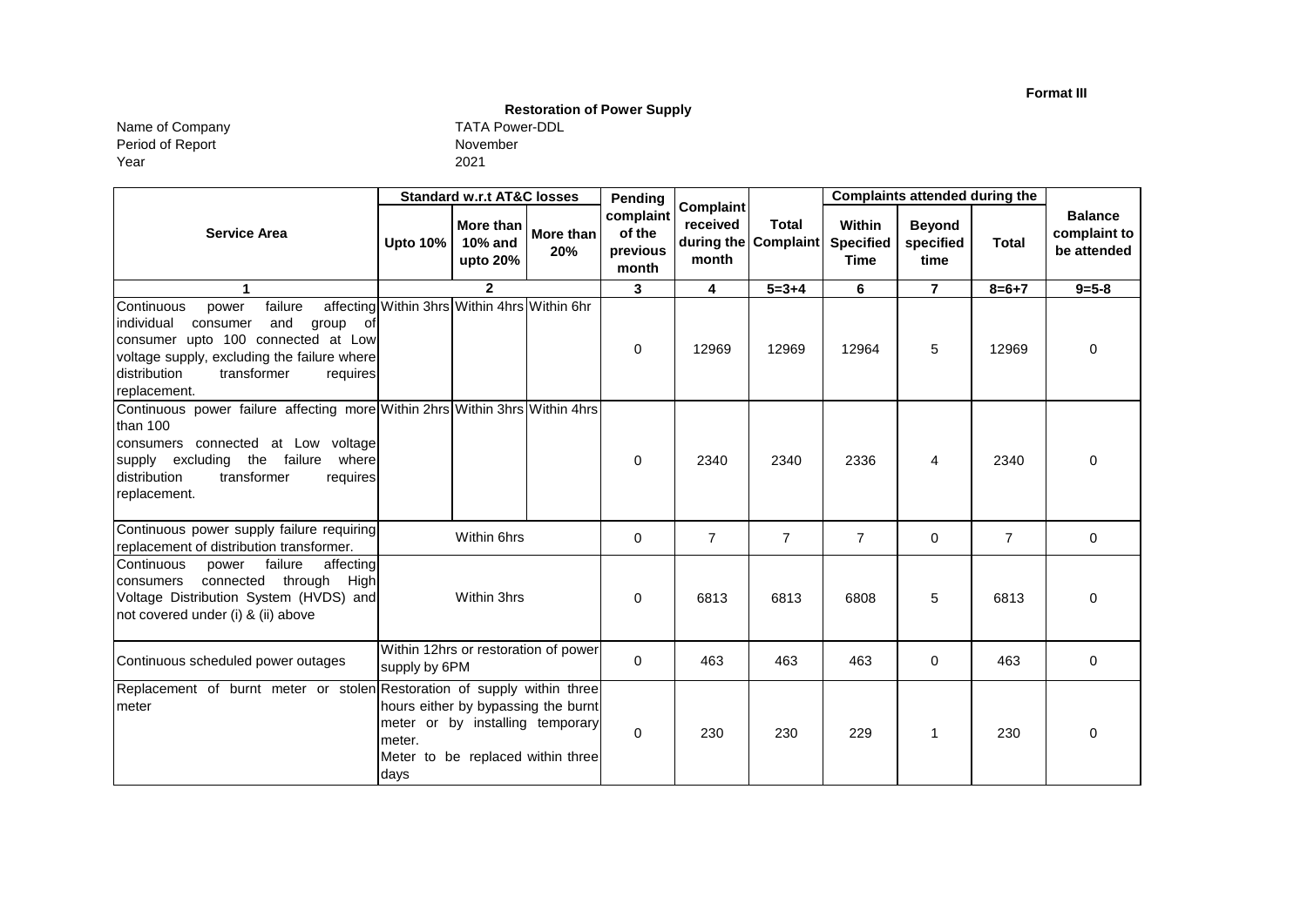**Format III**

## Restoration of Power Supply

| | |
|---|---|
| Name of Company | TATA Power-DDL |
| Period of Report | November |
| Year | 2021 |

| Service Area | Standard w.r.t AT&C losses | | | Pending complaint of the previous month | Complaint received during the month | Total Complaint | Complaints attended during the | | | Balance complaint to be attended |
|---|---|---|---|---|---|---|---|---|---|---|
| | Upto 10% | More than 10% and upto 20% | More than 20% | | | | Within Specified Time | Beyond specified time | Total | |
| 1 | 2 | | | 3 | 4 | 5=3+4 | 6 | 7 | 8=6+7 | 9=5-8 |
| Continuous power failure affecting individual consumer and group of consumer upto 100 connected at Low voltage supply, excluding the failure where distribution transformer requires replacement. | Within 3hrs | Within 4hrs | Within 6hr | 0 | 12969 | 12969 | 12964 | 5 | 12969 | 0 |
| Continuous power failure affecting more than 100 consumers connected at Low voltage supply excluding the failure where distribution transformer requires replacement. | Within 2hrs | Within 3hrs | Within 4hrs | 0 | 2340 | 2340 | 2336 | 4 | 2340 | 0 |
| Continuous power supply failure requiring replacement of distribution transformer. | Within 6hrs | | | 0 | 7 | 7 | 7 | 0 | 7 | 0 |
| Continuous power failure affecting consumers connected through High Voltage Distribution System (HVDS) and not covered under (i) & (ii) above | Within 3hrs | | | 0 | 6813 | 6813 | 6808 | 5 | 6813 | 0 |
| Continuous scheduled power outages | Within 12hrs or restoration of power supply by 6PM | | | 0 | 463 | 463 | 463 | 0 | 463 | 0 |
| Replacement of burnt meter or stolen meter | Restoration of supply within three hours either by bypassing the burnt meter or by installing temporary meter. Meter to be replaced within three days | | | 0 | 230 | 230 | 229 | 1 | 230 | 0 |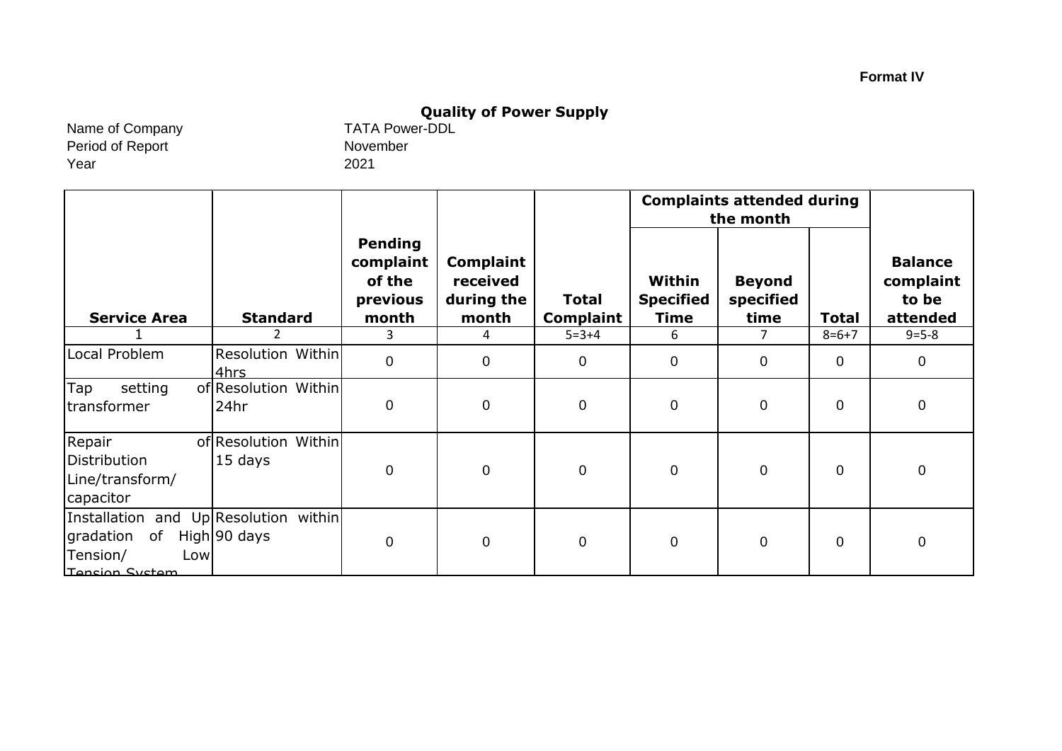**Format IV**

## Quality of Power Supply

Name of Company: TATA Power-DDL

Period of Report: November

Year: 2021

| Service Area | Standard | Pending complaint of the previous month | Complaint received during the month | Total Complaint | Complaints attended during the month | | | Balance complaint to be attended |
|---|---|---|---|---|---|---|---|---|
| | | | | | Within Specified Time | Beyond specified time | Total | |
| 1 | 2 | 3 | 4 | 5=3+4 | 6 | 7 | 8=6+7 | 9=5-8 |
| Local Problem | Resolution Within 4hrs | 0 | 0 | 0 | 0 | 0 | 0 | 0 |
| Tap setting of transformer | Resolution Within 24hr | 0 | 0 | 0 | 0 | 0 | 0 | 0 |
| Repair of Distribution Line/transform/ capacitor | Resolution Within 15 days | 0 | 0 | 0 | 0 | 0 | 0 | 0 |
| Installation and Up gradation of High Tension/ Low Tension System | Resolution within 90 days | 0 | 0 | 0 | 0 | 0 | 0 | 0 |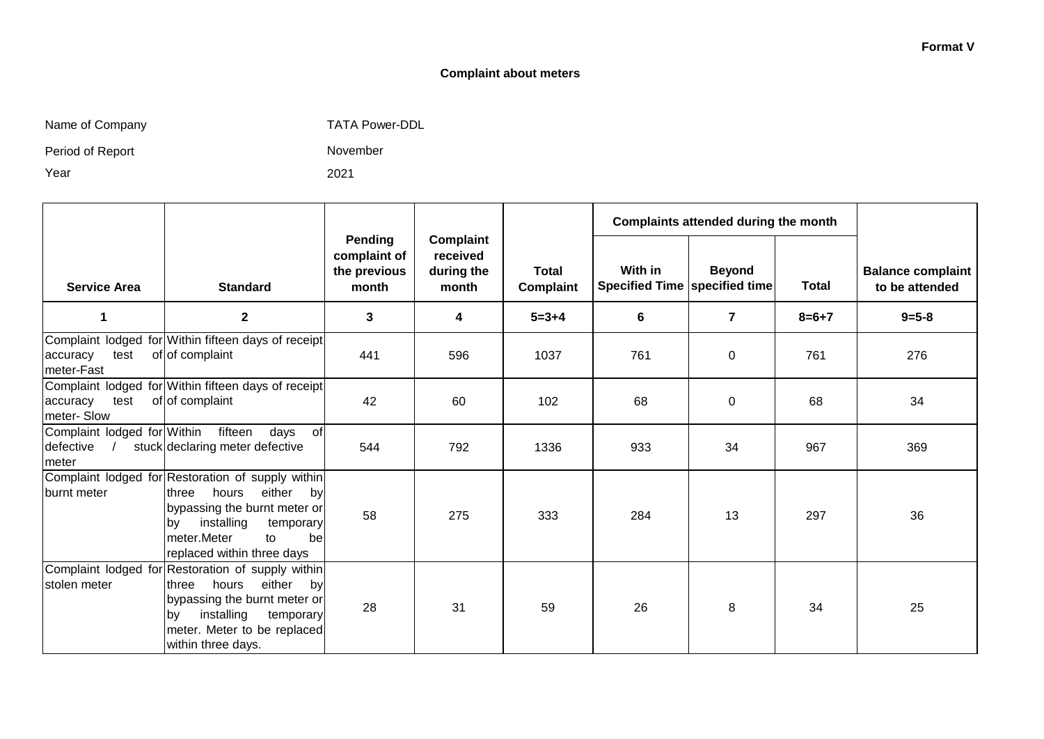**Format V**

## Complaint about meters

Name of Company: TATA Power-DDL

Period of Report: November

Year: 2021

| Service Area | Standard | Pending complaint of the previous month | Complaint received during the month | Total Complaint | Complaints attended during the month | | | Balance complaint to be attended |
|---|---|---|---|---|---|---|---|---|
| | | | | | With in Specified Time | Beyond specified time | Total | |
| 1 | 2 | 3 | 4 | 5=3+4 | 6 | 7 | 8=6+7 | 9=5-8 |
| Complaint lodged for accuracy test of meter-Fast | Within fifteen days of receipt of complaint | 441 | 596 | 1037 | 761 | 0 | 761 | 276 |
| Complaint lodged for accuracy test of meter- Slow | Within fifteen days of receipt of complaint | 42 | 60 | 102 | 68 | 0 | 68 | 34 |
| Complaint lodged for defective / stuck meter | Within fifteen days of declaring meter defective | 544 | 792 | 1336 | 933 | 34 | 967 | 369 |
| Complaint lodged for burnt meter | Restoration of supply within three hours either by bypassing the burnt meter or by installing temporary meter.Meter to be replaced within three days | 58 | 275 | 333 | 284 | 13 | 297 | 36 |
| Complaint lodged for stolen meter | Restoration of supply within three hours either by bypassing the burnt meter or by installing temporary meter. Meter to be replaced within three days. | 28 | 31 | 59 | 26 | 8 | 34 | 25 |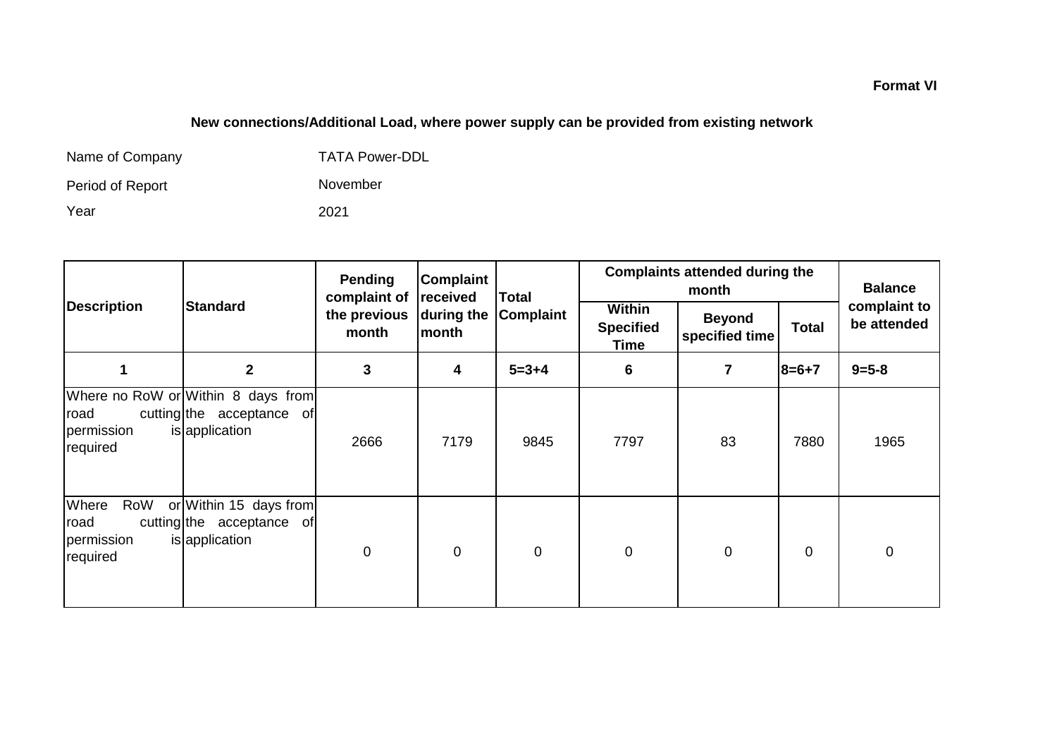**Format VI**

## New connections/Additional Load, where power supply can be provided from existing network

Name of Company TATA Power-DDL

Period of Report November

Year 2021

| Description | Standard | Pending complaint of the previous month | Complaint received during the month | Total Complaint | Complaints attended during the month | | | Balance complaint to be attended |
|---|---|---|---|---|---|---|---|---|
| | | | | | Within Specified Time | Beyond specified time | Total | |
| 1 | 2 | 3 | 4 | 5=3+4 | 6 | 7 | 8=6+7 | 9=5-8 |
| Where no RoW or road cutting permission is required | Within 8 days from the acceptance of application | 2666 | 7179 | 9845 | 7797 | 83 | 7880 | 1965 |
| Where RoW or road cutting permission is required | Within 15 days from the acceptance of application | 0 | 0 | 0 | 0 | 0 | 0 | 0 |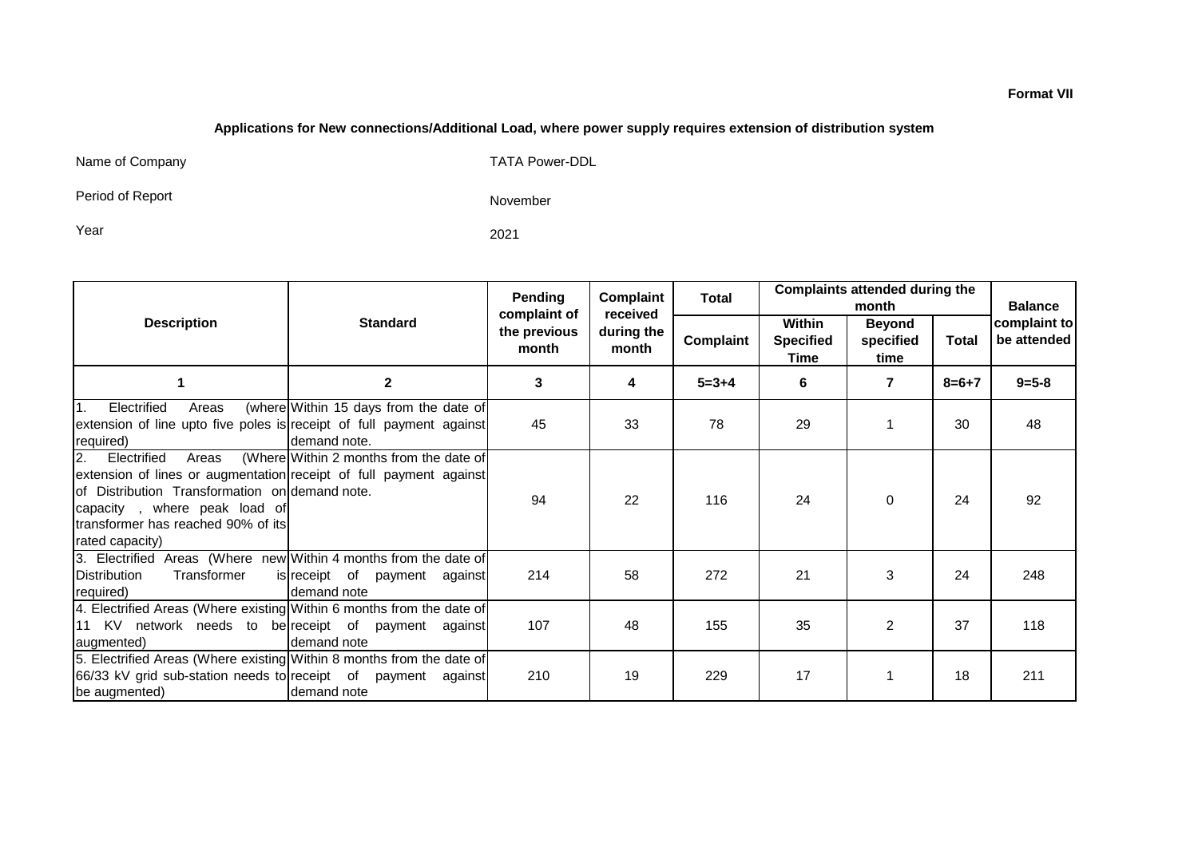**Format VII**

## Applications for New connections/Additional Load, where power supply requires extension of distribution system

Name of Company: TATA Power-DDL

Period of Report: November

Year: 2021

| Description | Standard | Pending complaint of the previous month | Complaint received during the month | Total | Complaints attended during the month | | | Balance complaint to be attended |
|---|---|---|---|---|---|---|---|---|
| | | | | Complaint | Within Specified Time | Beyond specified time | Total | |
| 1 | 2 | 3 | 4 | 5=3+4 | 6 | 7 | 8=6+7 | 9=5-8 |
| 1. Electrified Areas (where extension of line upto five poles is required) | Within 15 days from the date of receipt of full payment against demand note. | 45 | 33 | 78 | 29 | 1 | 30 | 48 |
| 2. Electrified Areas (Where extension of lines or augmentation of Distribution Transformation on capacity , where peak load of transformer has reached 90% of its rated capacity) | Within 2 months from the date of receipt of full payment against demand note. | 94 | 22 | 116 | 24 | 0 | 24 | 92 |
| 3. Electrified Areas (Where new Distribution Transformer is required) | Within 4 months from the date of receipt of payment against demand note | 214 | 58 | 272 | 21 | 3 | 24 | 248 |
| 4. Electrified Areas (Where existing 11 KV network needs to be augmented) | Within 6 months from the date of receipt of payment against demand note | 107 | 48 | 155 | 35 | 2 | 37 | 118 |
| 5. Electrified Areas (Where existing 66/33 kV grid sub-station needs to be augmented) | Within 8 months from the date of receipt of payment against demand note | 210 | 19 | 229 | 17 | 1 | 18 | 211 |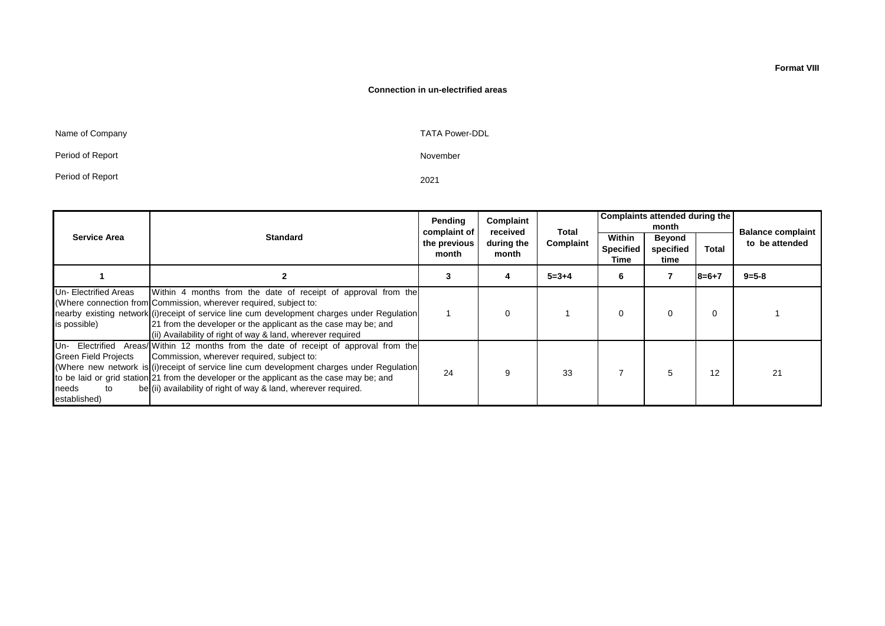**Format VIII**

**Connection in un-electrified areas**

Name of Company TATA Power-DDL

Period of Report November

Period of Report 2021

| Service Area | Standard | Pending complaint of the previous month | Complaint received during the month | Total Complaint | Complaints attended during the month | | | Balance complaint to be attended |
|---|---|---|---|---|---|---|---|---|
| | | | | | Within Specified Time | Beyond specified time | Total | |
| 1 | 2 | 3 | 4 | 5=3+4 | 6 | 7 | 8=6+7 | 9=5-8 |
| Un- Electrified Areas (Where connection from nearby existing network is possible) | Within 4 months from the date of receipt of approval from the Commission, wherever required, subject to: (i)receipt of service line cum development charges under Regulation 21 from the developer or the applicant as the case may be; and (ii) Availability of right of way & land, wherever required | 1 | 0 | 1 | 0 | 0 | 0 | 1 |
| Un- Electrified Areas/ Green Field Projects (Where new network is to be laid or grid station needs to be established) | Within 12 months from the date of receipt of approval from the Commission, wherever required, subject to: (i)receipt of service line cum development charges under Regulation 21 from the developer or the applicant as the case may be; and (ii) availability of right of way & land, wherever required. | 24 | 9 | 33 | 7 | 5 | 12 | 21 |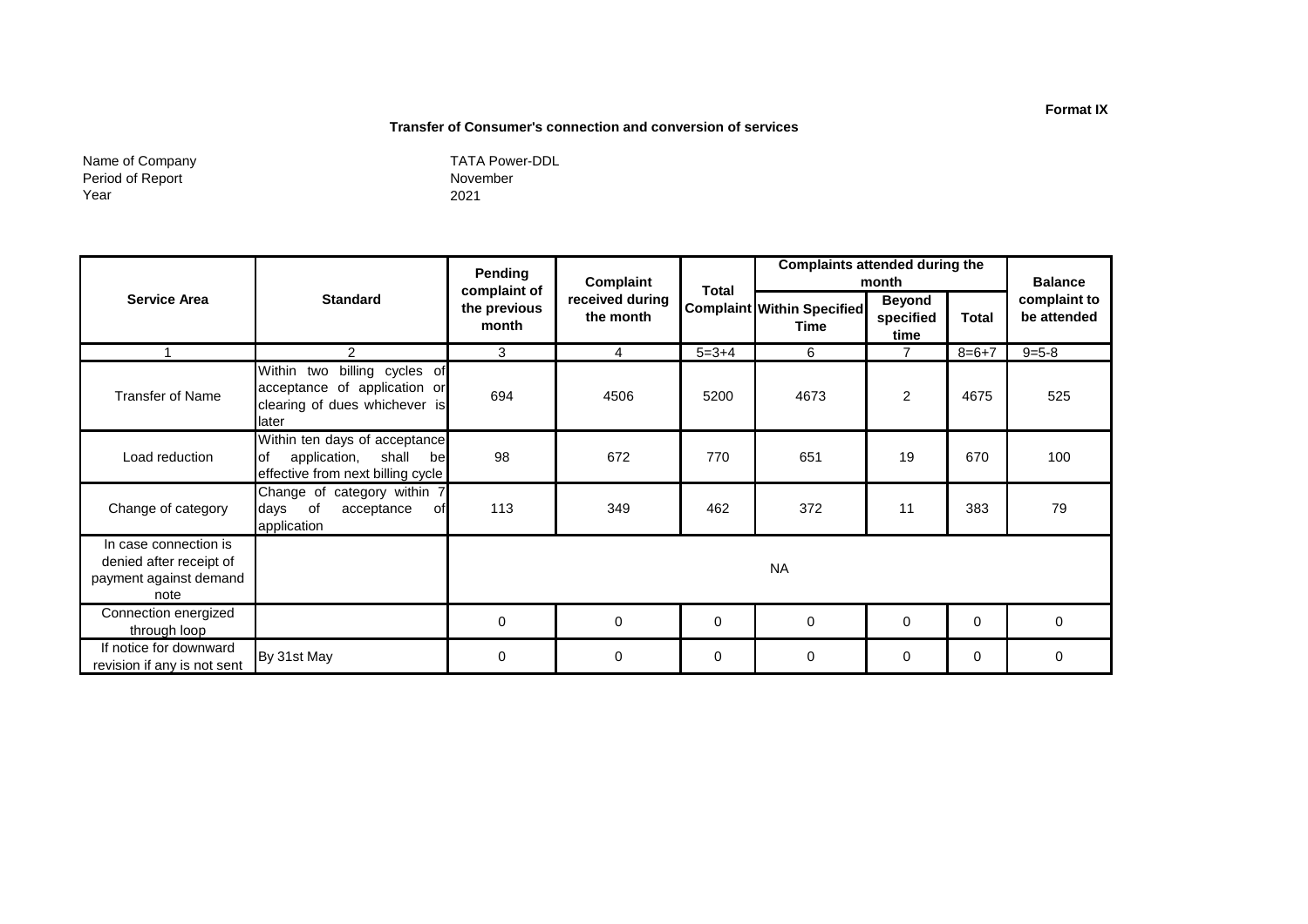**Format IX**

**Transfer of Consumer's connection and conversion of services**

Name of Company: TATA Power-DDL
Period of Report: November
Year: 2021

| Service Area | Standard | Pending complaint of the previous month | Complaint received during the month | Total Complaint | Complaints attended during the month | | | Balance complaint to be attended |
|---|---|---|---|---|---|---|---|---|
| | | | | | Within Specified Time | Beyond specified time | Total | |
| 1 | 2 | 3 | 4 | 5=3+4 | 6 | 7 | 8=6+7 | 9=5-8 |
| Transfer of Name | Within two billing cycles of acceptance of application or clearing of dues whichever is later | 694 | 4506 | 5200 | 4673 | 2 | 4675 | 525 |
| Load reduction | Within ten days of acceptance of application, shall be effective from next billing cycle | 98 | 672 | 770 | 651 | 19 | 670 | 100 |
| Change of category | Change of category within 7 days of acceptance of application | 113 | 349 | 462 | 372 | 11 | 383 | 79 |
| In case connection is denied after receipt of payment against demand note | | NA | | | | | | |
| Connection energized through loop | | 0 | 0 | 0 | 0 | 0 | 0 | 0 |
| If notice for downward revision if any is not sent | By 31st May | 0 | 0 | 0 | 0 | 0 | 0 | 0 |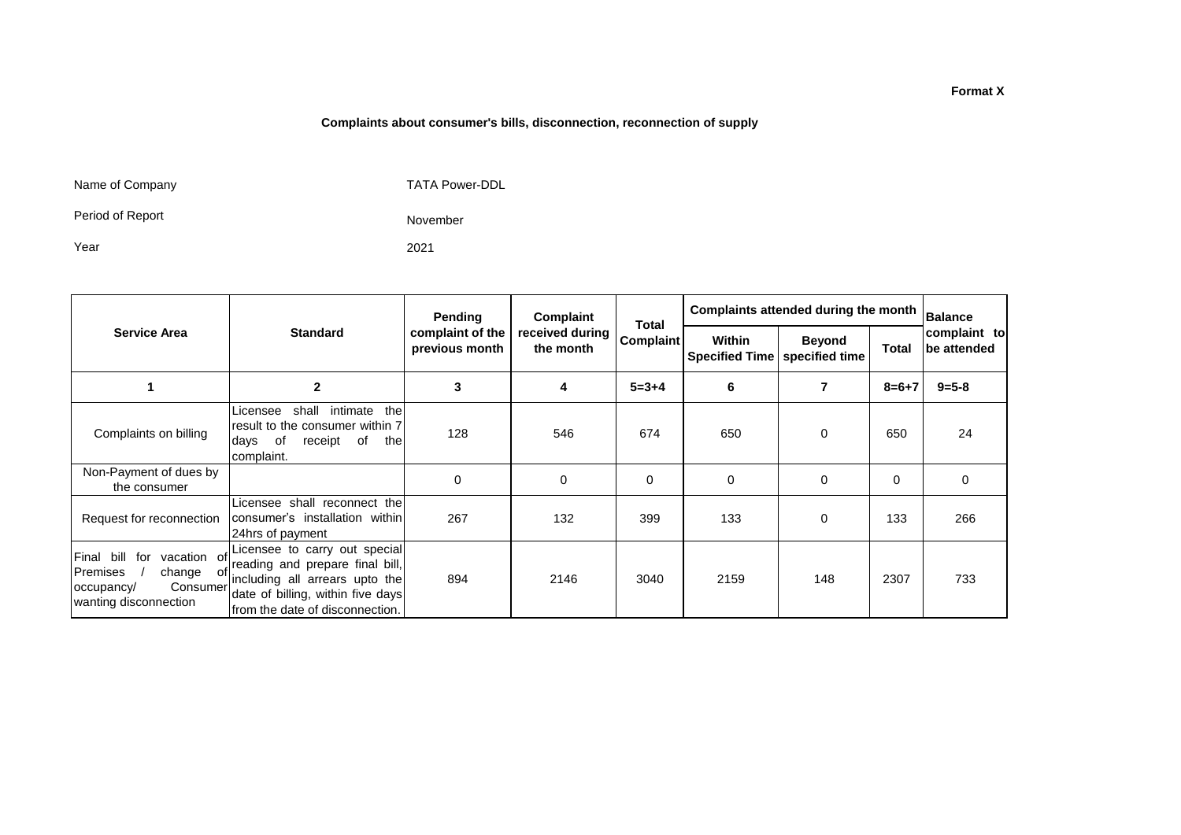Format X

## Complaints about consumer's bills, disconnection, reconnection of supply

Name of Company: TATA Power-DDL

Period of Report: November

Year: 2021

| Service Area | Standard | Pending complaint of the previous month | Complaint received during the month | Total Complaint | Complaints attended during the month | | | Balance complaint to be attended |
|---|---|---|---|---|---|---|---|---|
| | | | | | Within Specified Time | Beyond specified time | Total | |
| 1 | 2 | 3 | 4 | 5=3+4 | 6 | 7 | 8=6+7 | 9=5-8 |
| Complaints on billing | Licensee shall intimate the result to the consumer within 7 days of receipt of the complaint. | 128 | 546 | 674 | 650 | 0 | 650 | 24 |
| Non-Payment of dues by the consumer | | 0 | 0 | 0 | 0 | 0 | 0 | 0 |
| Request for reconnection | Licensee shall reconnect the consumer's installation within 24hrs of payment | 267 | 132 | 399 | 133 | 0 | 133 | 266 |
| Final bill for vacation of Premises / change of occupancy/ Consumer wanting disconnection | Licensee to carry out special reading and prepare final bill, including all arrears upto the date of billing, within five days from the date of disconnection. | 894 | 2146 | 3040 | 2159 | 148 | 2307 | 733 |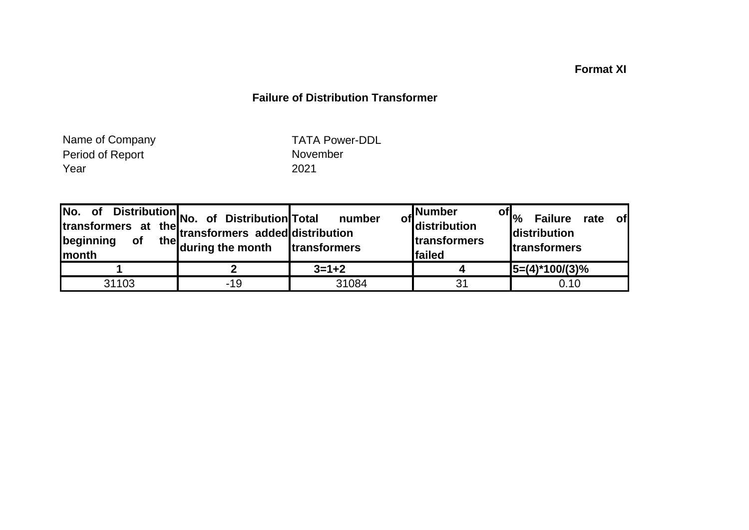**Format XI**

## Failure of Distribution Transformer

Name of Company TATA Power-DDL
Period of Report November
Year 2021

| No. of Distribution transformers at the beginning of the month | No. of Distribution transformers added during the month | Total number of distribution transformers | Number of distribution transformers failed | % Failure rate of distribution transformers |
|---|---|---|---|---|
| 1 | 2 | 3=1+2 | 4 | 5=(4)*100/(3)% |
| 31103 | -19 | 31084 | 31 | 0.10 |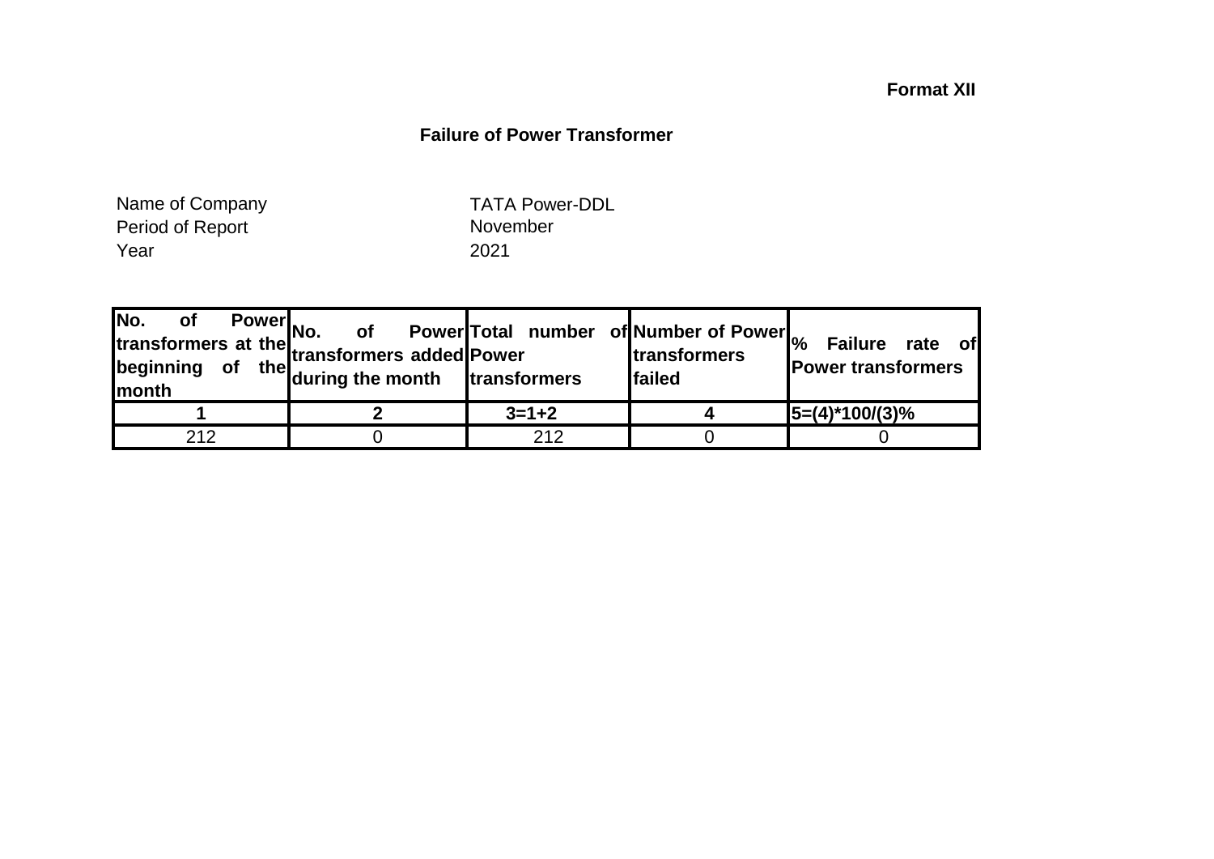**Format XII**

## Failure of Power Transformer

Name of Company TATA Power-DDL
Period of Report November
Year 2021

| No. of Power transformers at the beginning of the month | No. of Power transformers added during the month | Total number of Power transformers | Number of Power transformers failed | % Failure rate of Power transformers |
|---|---|---|---|---|
| **1** | **2** | **3=1+2** | **4** | **5=(4)*100/(3)%** |
| 212 | 0 | 212 | 0 | 0 |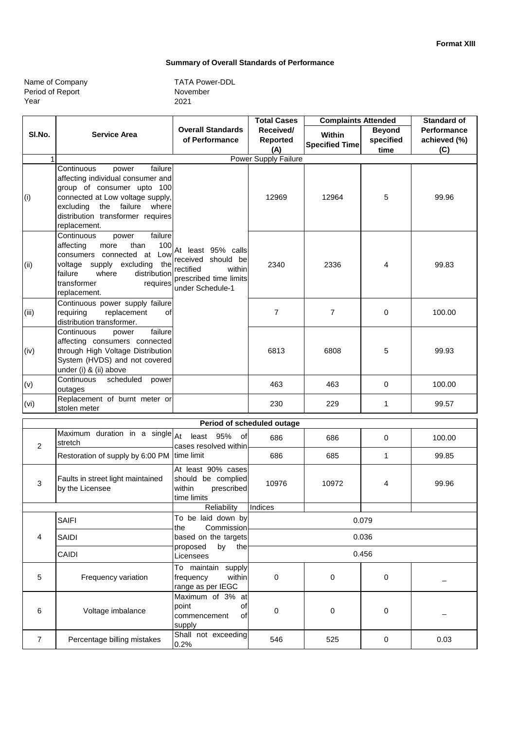**Format XIII**

## Summary of Overall Standards of Performance

Name of Company: TATA Power-DDL
Period of Report: November
Year: 2021

| Sl.No. | Service Area | Overall Standards of Performance | Total Cases Received/ Reported (A) | Complaints Attended | | Standard of Performance achieved (%) (C) |
|---|---|---|---|---|---|---|
| | | | | Within Specified Time | Beyond specified time | |
| 1 | Power Supply Failure | | | | | |
| (i) | Continuous power failure affecting individual consumer and group of consumer upto 100 connected at Low voltage supply, excluding the failure where distribution transformer requires replacement. | At least 95% calls received should be rectified within prescribed time limits under Schedule-1 | 12969 | 12964 | 5 | 99.96 |
| (ii) | Continuous power failure affecting more than 100 consumers connected at Low voltage supply excluding the failure where distribution transformer requires replacement. | | 2340 | 2336 | 4 | 99.83 |
| (iii) | Continuous power supply failure requiring replacement of distribution transformer. | | 7 | 7 | 0 | 100.00 |
| (iv) | Continuous power failure affecting consumers connected through High Voltage Distribution System (HVDS) and not covered under (i) & (ii) above | | 6813 | 6808 | 5 | 99.93 |
| (v) | Continuous scheduled power outages | | 463 | 463 | 0 | 100.00 |
| (vi) | Replacement of burnt meter or stolen meter | | 230 | 229 | 1 | 99.57 |
| | Period of scheduled outage | | | | | |
| 2 | Maximum duration in a single stretch | At least 95% of cases resolved within time limit | 686 | 686 | 0 | 100.00 |
| | Restoration of supply by 6:00 PM | | 686 | 685 | 1 | 99.85 |
| 3 | Faults in street light maintained by the Licensee | At least 90% cases should be complied within prescribed time limits | 10976 | 10972 | 4 | 99.96 |
| | | Reliability | Indices | | | |
| 4 | SAIFI | To be laid down by the Commission based on the targets proposed by the Licensees | 0.079 | | | |
| | SAIDI | | 0.036 | | | |
| | CAIDI | | 0.456 | | | |
| 5 | Frequency variation | To maintain supply frequency within range as per IEGC | 0 | 0 | 0 | _ |
| 6 | Voltage imbalance | Maximum of 3% at point of commencement of supply | 0 | 0 | 0 | _ |
| 7 | Percentage billing mistakes | Shall not exceeding 0.2% | 546 | 525 | 0 | 0.03 |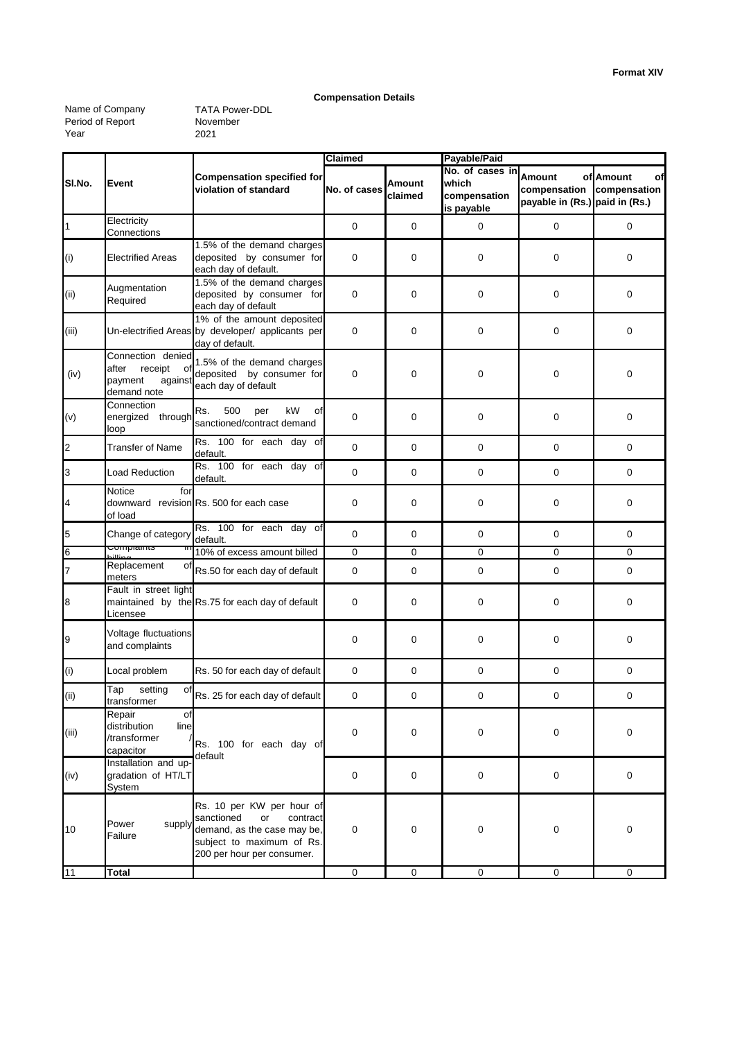**Format XIV**

**Compensation Details**

Name of Company TATA Power-DDL
Period of Report November
Year 2021

| Sl.No. | Event | Compensation specified for violation of standard | Claimed | | Payable/Paid | | |
|---|---|---|---|---|---|---|---|
| | | | No. of cases | Amount claimed | No. of cases in which compensation is payable | Amount of compensation payable in (Rs.) | Amount of compensation paid in (Rs.) |
| 1 | Electricity Connections | | 0 | 0 | 0 | 0 | 0 |
| (i) | Electrified Areas | 1.5% of the demand charges deposited by consumer for each day of default. | 0 | 0 | 0 | 0 | 0 |
| (ii) | Augmentation Required | 1.5% of the demand charges deposited by consumer for each day of default | 0 | 0 | 0 | 0 | 0 |
| (iii) | Un-electrified Areas | 1% of the amount deposited by developer/ applicants per day of default. | 0 | 0 | 0 | 0 | 0 |
| (iv) | Connection denied after receipt of payment against demand note | 1.5% of the demand charges deposited by consumer for each day of default | 0 | 0 | 0 | 0 | 0 |
| (v) | Connection energized through loop | Rs. 500 per kW of sanctioned/contract demand | 0 | 0 | 0 | 0 | 0 |
| 2 | Transfer of Name | Rs. 100 for each day of default. | 0 | 0 | 0 | 0 | 0 |
| 3 | Load Reduction | Rs. 100 for each day of default. | 0 | 0 | 0 | 0 | 0 |
| 4 | Notice for downward revision of load | Rs. 500 for each case | 0 | 0 | 0 | 0 | 0 |
| 5 | Change of category | Rs. 100 for each day of default. | 0 | 0 | 0 | 0 | 0 |
| 6 | Complaints in billing | 10% of excess amount billed | 0 | 0 | 0 | 0 | 0 |
| 7 | Replacement of meters | Rs.50 for each day of default | 0 | 0 | 0 | 0 | 0 |
| 8 | Fault in street light maintained by the Licensee | Rs.75 for each day of default | 0 | 0 | 0 | 0 | 0 |
| 9 | Voltage fluctuations and complaints | | 0 | 0 | 0 | 0 | 0 |
| (i) | Local problem | Rs. 50 for each day of default | 0 | 0 | 0 | 0 | 0 |
| (ii) | Tap setting of transformer | Rs. 25 for each day of default | 0 | 0 | 0 | 0 | 0 |
| (iii) | Repair of distribution line /transformer / capacitor | Rs. 100 for each day of default | 0 | 0 | 0 | 0 | 0 |
| (iv) | Installation and up-gradation of HT/LT System | | 0 | 0 | 0 | 0 | 0 |
| 10 | Power supply Failure | Rs. 10 per KW per hour of sanctioned or contract demand, as the case may be, subject to maximum of Rs. 200 per hour per consumer. | 0 | 0 | 0 | 0 | 0 |
| 11 | **Total** | | 0 | 0 | 0 | 0 | 0 |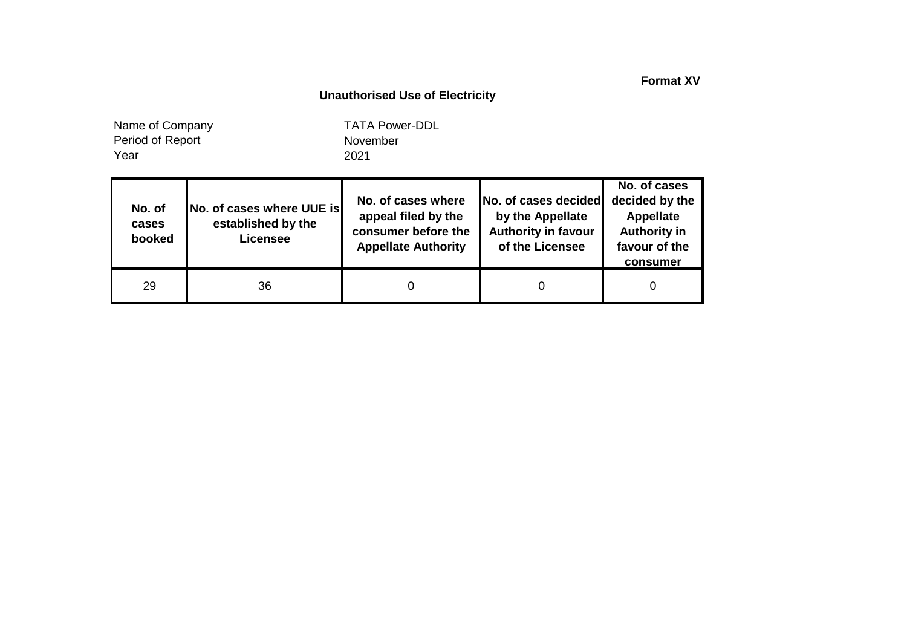**Format XV**

## Unauthorised Use of Electricity

Name of Company TATA Power-DDL
Period of Report November
Year 2021

| No. of cases booked | No. of cases where UUE is established by the Licensee | No. of cases where appeal filed by the consumer before the Appellate Authority | No. of cases decided by the Appellate Authority in favour of the Licensee | No. of cases decided by the Appellate Authority in favour of the consumer |
|---|---|---|---|---|
| 29 | 36 | 0 | 0 | 0 |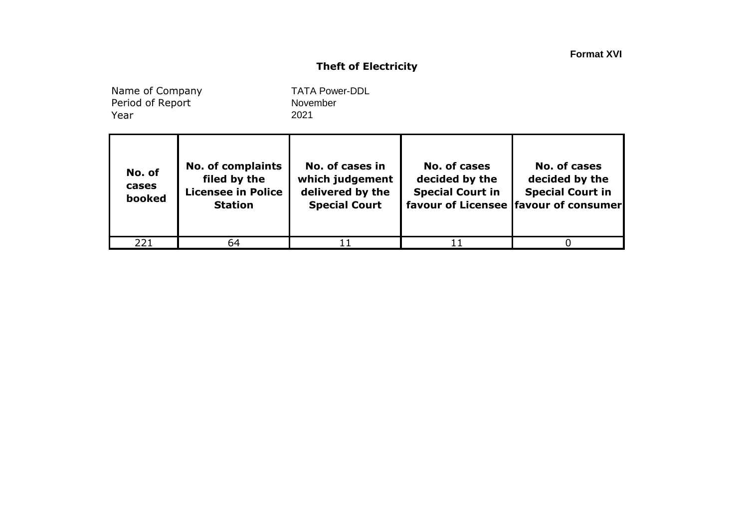Format XVI

# Theft of Electricity

Name of Company TATA Power-DDL
Period of Report November
Year 2021

| No. of cases booked | No. of complaints filed by the Licensee in Police Station | No. of cases in which judgement delivered by the Special Court | No. of cases decided by the Special Court in favour of Licensee | No. of cases decided by the Special Court in favour of consumer |
|---|---|---|---|---|
| 221 | 64 | 11 | 11 | 0 |